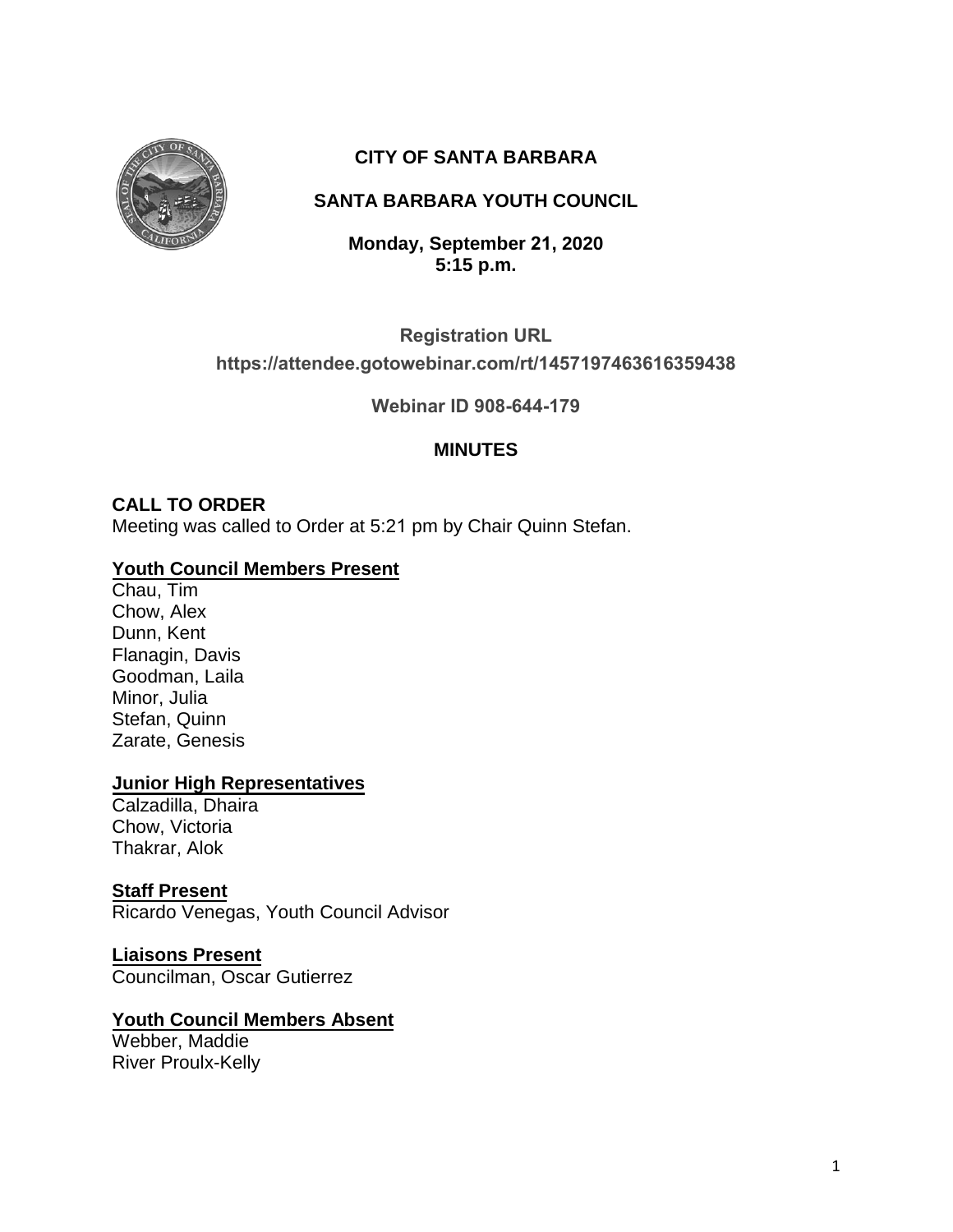# CITY OF SANTA BARBARA

## SANTA BARBARA YOUTH COUNCIL

**Monday, September 21, 2020**
**5:15 p.m.**

**Registration URL**
**https://attendee.gotowebinar.com/rt/1457197463616359438**

**Webinar ID 908-644-179**

## MINUTES

### CALL TO ORDER

Meeting was called to Order at 5:21 pm by Chair Quinn Stefan.

**Youth Council Members Present**

Chau, Tim
Chow, Alex
Dunn, Kent
Flanagin, Davis
Goodman, Laila
Minor, Julia
Stefan, Quinn
Zarate, Genesis

**Junior High Representatives**

Calzadilla, Dhaira
Chow, Victoria
Thakrar, Alok

**Staff Present**

Ricardo Venegas, Youth Council Advisor

**Liaisons Present**

Councilman, Oscar Gutierrez

**Youth Council Members Absent**

Webber, Maddie
River Proulx-Kelly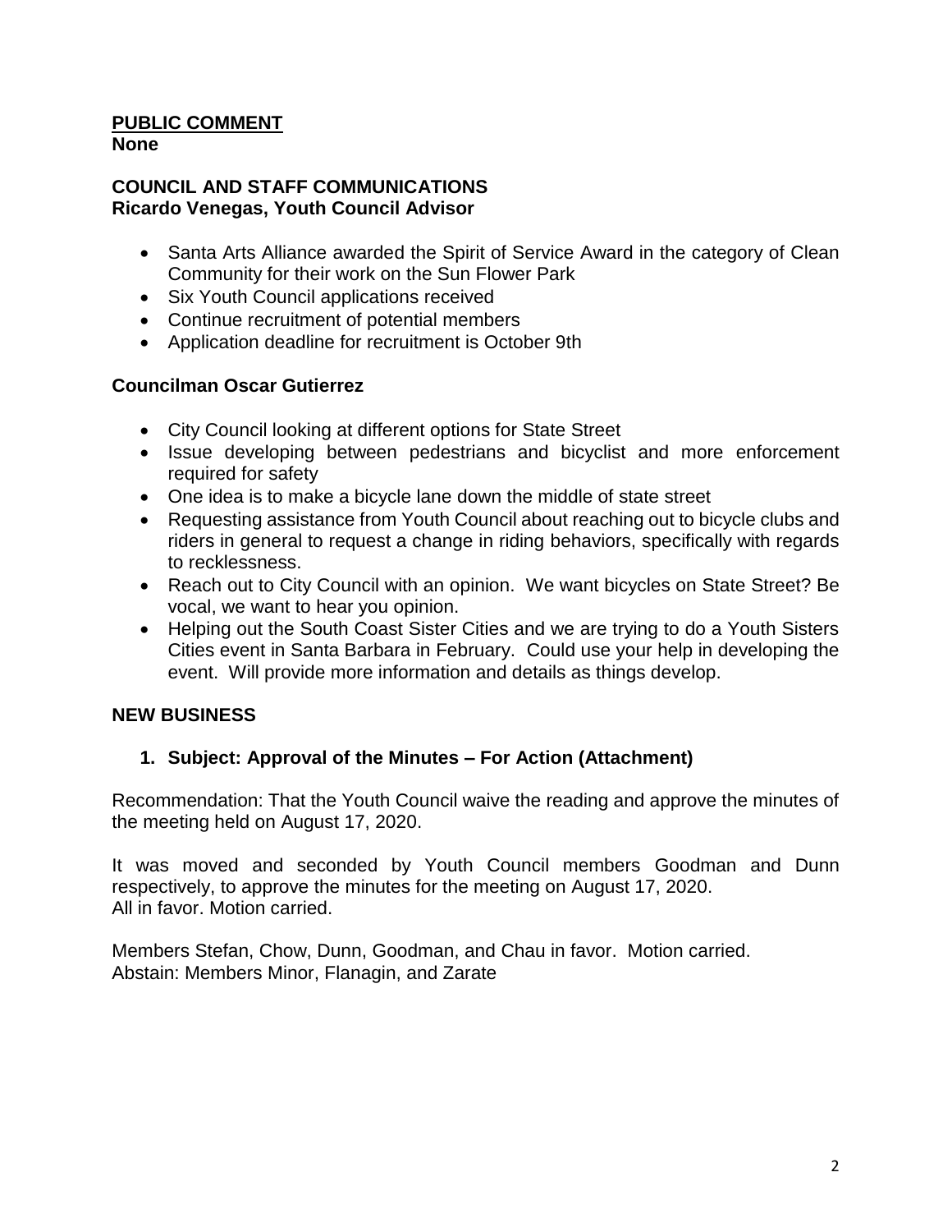**PUBLIC COMMENT**
**None**

**COUNCIL AND STAFF COMMUNICATIONS**
**Ricardo Venegas, Youth Council Advisor**

- Santa Arts Alliance awarded the Spirit of Service Award in the category of Clean Community for their work on the Sun Flower Park
- Six Youth Council applications received
- Continue recruitment of potential members
- Application deadline for recruitment is October 9th

**Councilman Oscar Gutierrez**

- City Council looking at different options for State Street
- Issue developing between pedestrians and bicyclist and more enforcement required for safety
- One idea is to make a bicycle lane down the middle of state street
- Requesting assistance from Youth Council about reaching out to bicycle clubs and riders in general to request a change in riding behaviors, specifically with regards to recklessness.
- Reach out to City Council with an opinion. We want bicycles on State Street? Be vocal, we want to hear you opinion.
- Helping out the South Coast Sister Cities and we are trying to do a Youth Sisters Cities event in Santa Barbara in February. Could use your help in developing the event. Will provide more information and details as things develop.

**NEW BUSINESS**

1. **Subject: Approval of the Minutes – For Action (Attachment)**

Recommendation: That the Youth Council waive the reading and approve the minutes of the meeting held on August 17, 2020.

It was moved and seconded by Youth Council members Goodman and Dunn respectively, to approve the minutes for the meeting on August 17, 2020.
All in favor. Motion carried.

Members Stefan, Chow, Dunn, Goodman, and Chau in favor. Motion carried.
Abstain: Members Minor, Flanagin, and Zarate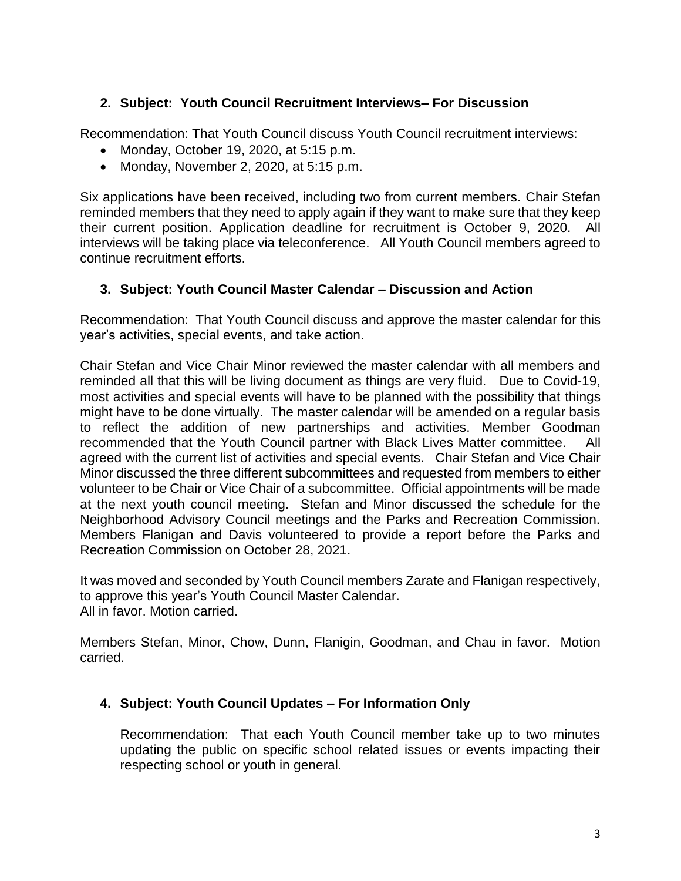## 2. Subject: Youth Council Recruitment Interviews– For Discussion

Recommendation: That Youth Council discuss Youth Council recruitment interviews:

- Monday, October 19, 2020, at 5:15 p.m.
- Monday, November 2, 2020, at 5:15 p.m.

Six applications have been received, including two from current members. Chair Stefan reminded members that they need to apply again if they want to make sure that they keep their current position. Application deadline for recruitment is October 9, 2020. All interviews will be taking place via teleconference. All Youth Council members agreed to continue recruitment efforts.

## 3. Subject: Youth Council Master Calendar – Discussion and Action

Recommendation: That Youth Council discuss and approve the master calendar for this year's activities, special events, and take action.

Chair Stefan and Vice Chair Minor reviewed the master calendar with all members and reminded all that this will be living document as things are very fluid. Due to Covid-19, most activities and special events will have to be planned with the possibility that things might have to be done virtually. The master calendar will be amended on a regular basis to reflect the addition of new partnerships and activities. Member Goodman recommended that the Youth Council partner with Black Lives Matter committee. All agreed with the current list of activities and special events. Chair Stefan and Vice Chair Minor discussed the three different subcommittees and requested from members to either volunteer to be Chair or Vice Chair of a subcommittee. Official appointments will be made at the next youth council meeting. Stefan and Minor discussed the schedule for the Neighborhood Advisory Council meetings and the Parks and Recreation Commission. Members Flanigan and Davis volunteered to provide a report before the Parks and Recreation Commission on October 28, 2021.

It was moved and seconded by Youth Council members Zarate and Flanigan respectively, to approve this year's Youth Council Master Calendar.
All in favor. Motion carried.

Members Stefan, Minor, Chow, Dunn, Flanigin, Goodman, and Chau in favor. Motion carried.

## 4. Subject: Youth Council Updates – For Information Only

Recommendation: That each Youth Council member take up to two minutes updating the public on specific school related issues or events impacting their respecting school or youth in general.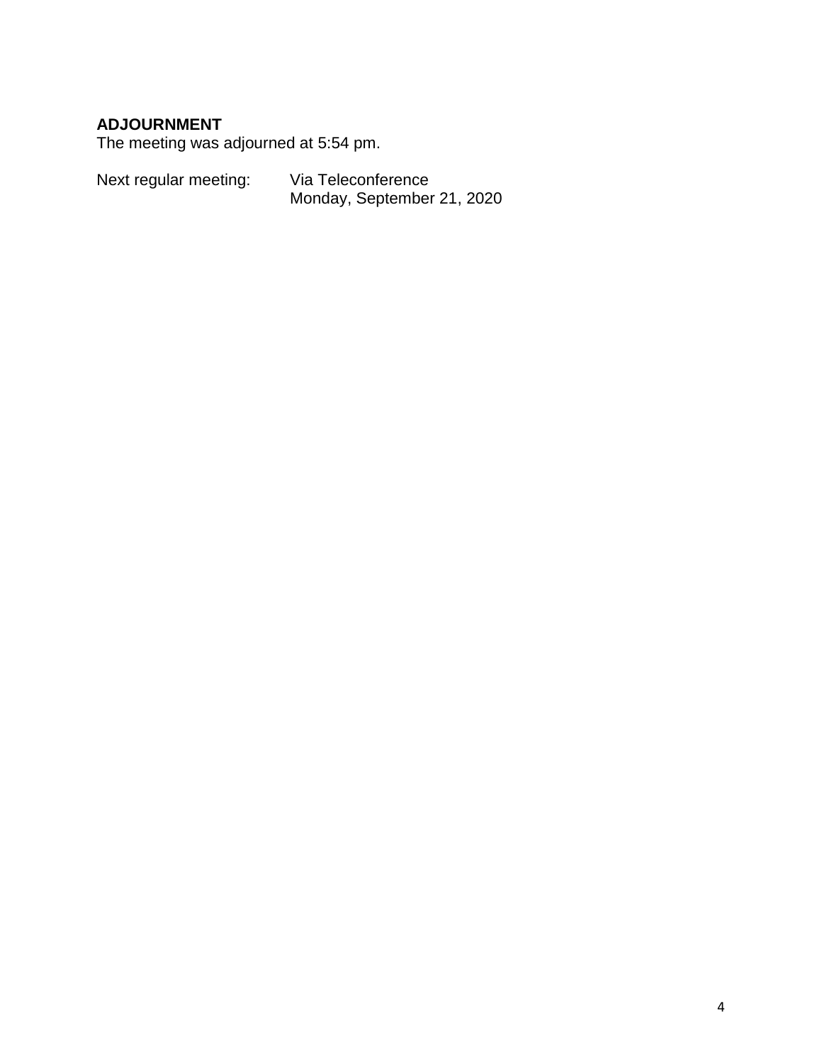**ADJOURNMENT**

The meeting was adjourned at 5:54 pm.

Next regular meeting: Via Teleconference
Monday, September 21, 2020